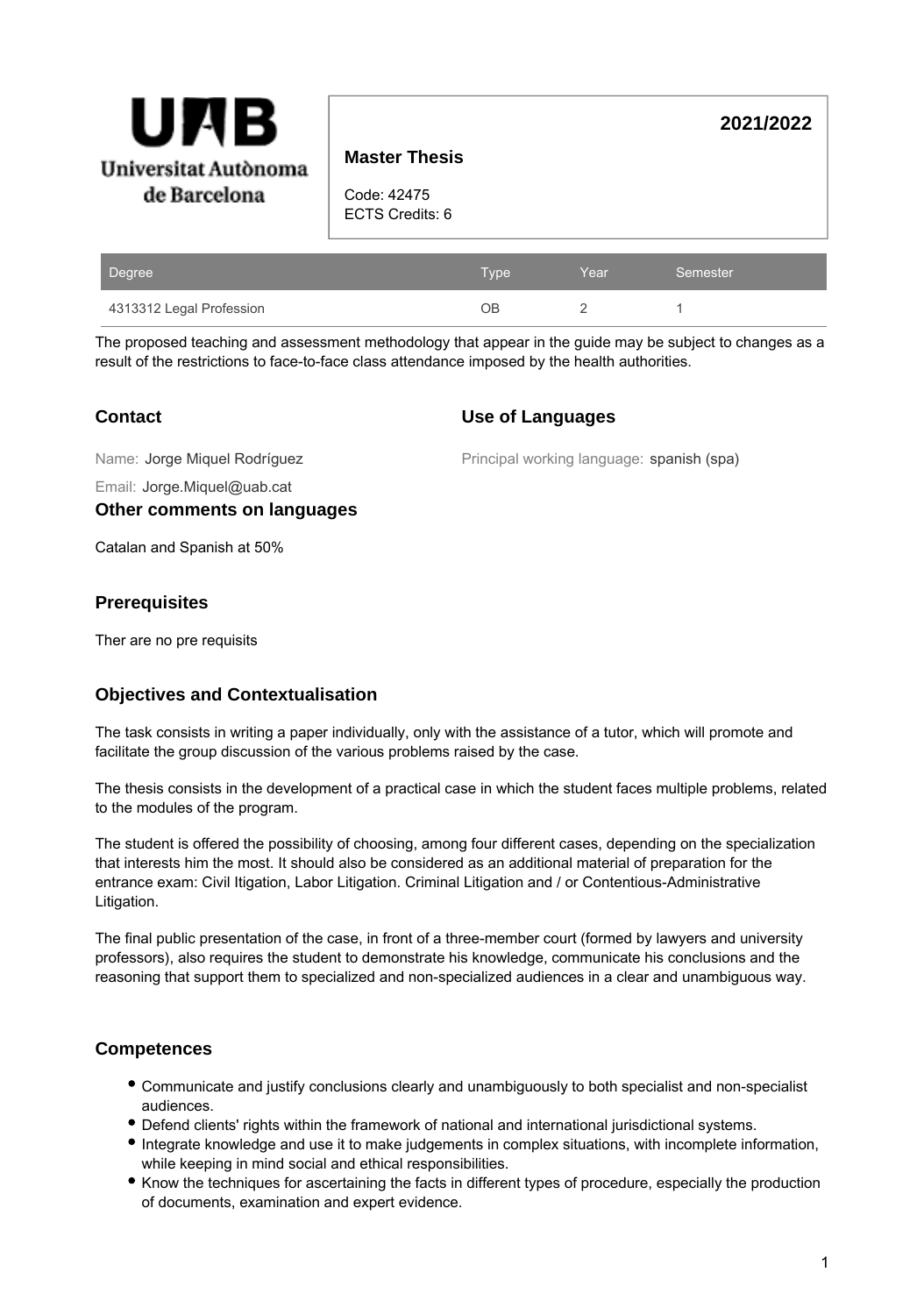Universitat Autònoma de Barcelona

# Master Thesis

**2021/2022**

Code: 42475
ECTS Credits: 6

| Degree | Type | Year | Semester |
| --- | --- | --- | --- |
| 4313312 Legal Profession | OB | 2 | 1 |

The proposed teaching and assessment methodology that appear in the guide may be subject to changes as a result of the restrictions to face-to-face class attendance imposed by the health authorities.

## Contact

Name: Jorge Miquel Rodríguez

Email: Jorge.Miquel@uab.cat

## Use of Languages

Principal working language: spanish (spa)

## Other comments on languages

Catalan and Spanish at 50%

## Prerequisites

Ther are no pre requisits

## Objectives and Contextualisation

The task consists in writing a paper individually, only with the assistance of a tutor, which will promote and facilitate the group discussion of the various problems raised by the case.

The thesis consists in the development of a practical case in which the student faces multiple problems, related to the modules of the program.

The student is offered the possibility of choosing, among four different cases, depending on the specialization that interests him the most. It should also be considered as an additional material of preparation for the entrance exam: Civil Itigation, Labor Litigation. Criminal Litigation and / or Contentious-Administrative Litigation.

The final public presentation of the case, in front of a three-member court (formed by lawyers and university professors), also requires the student to demonstrate his knowledge, communicate his conclusions and the reasoning that support them to specialized and non-specialized audiences in a clear and unambiguous way.

## Competences

- Communicate and justify conclusions clearly and unambiguously to both specialist and non-specialist audiences.
- Defend clients' rights within the framework of national and international jurisdictional systems.
- Integrate knowledge and use it to make judgements in complex situations, with incomplete information, while keeping in mind social and ethical responsibilities.
- Know the techniques for ascertaining the facts in different types of procedure, especially the production of documents, examination and expert evidence.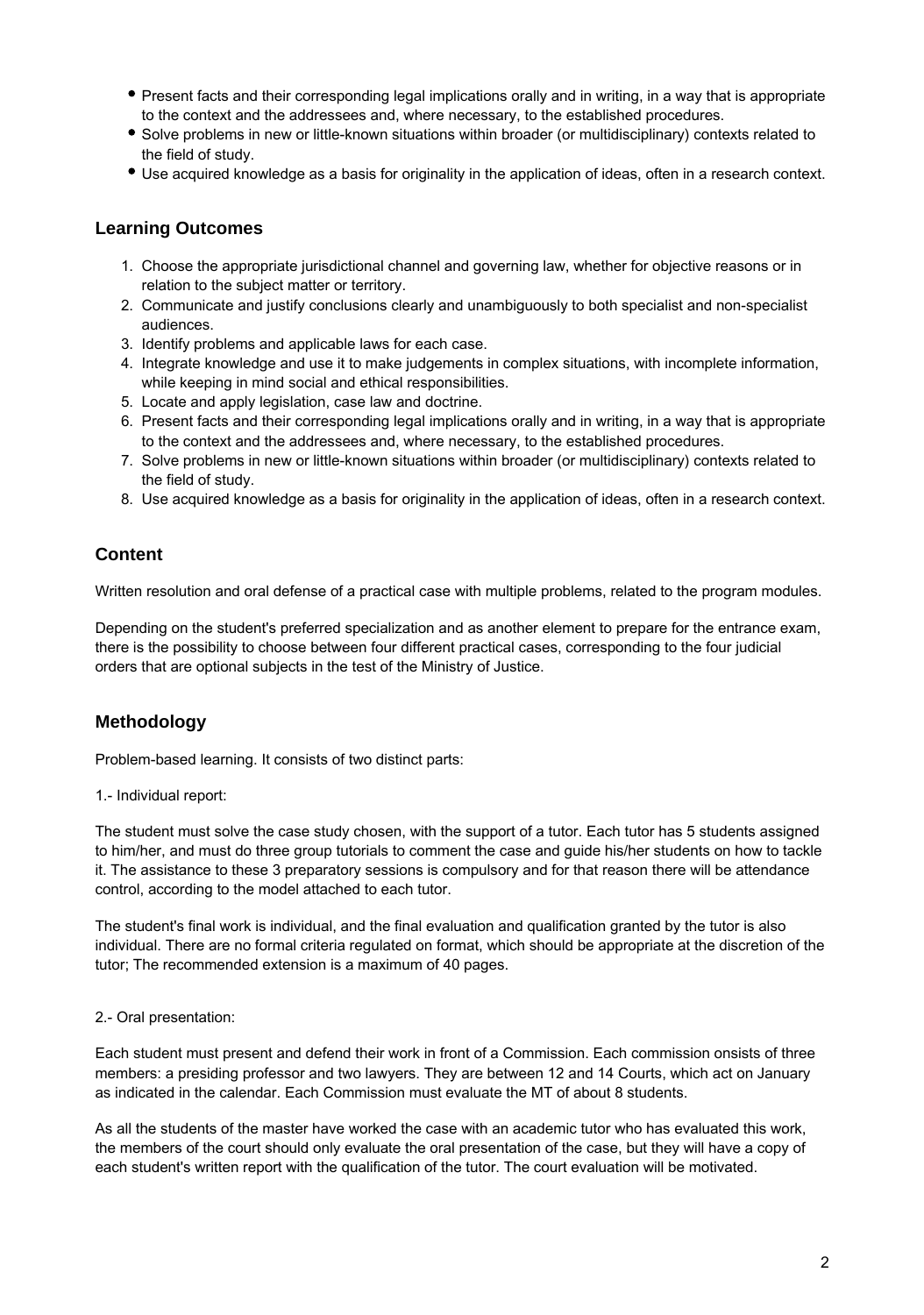- Present facts and their corresponding legal implications orally and in writing, in a way that is appropriate to the context and the addressees and, where necessary, to the established procedures.
- Solve problems in new or little-known situations within broader (or multidisciplinary) contexts related to the field of study.
- Use acquired knowledge as a basis for originality in the application of ideas, often in a research context.

## Learning Outcomes

1. Choose the appropriate jurisdictional channel and governing law, whether for objective reasons or in relation to the subject matter or territory.
2. Communicate and justify conclusions clearly and unambiguously to both specialist and non-specialist audiences.
3. Identify problems and applicable laws for each case.
4. Integrate knowledge and use it to make judgements in complex situations, with incomplete information, while keeping in mind social and ethical responsibilities.
5. Locate and apply legislation, case law and doctrine.
6. Present facts and their corresponding legal implications orally and in writing, in a way that is appropriate to the context and the addressees and, where necessary, to the established procedures.
7. Solve problems in new or little-known situations within broader (or multidisciplinary) contexts related to the field of study.
8. Use acquired knowledge as a basis for originality in the application of ideas, often in a research context.

## Content

Written resolution and oral defense of a practical case with multiple problems, related to the program modules.

Depending on the student's preferred specialization and as another element to prepare for the entrance exam, there is the possibility to choose between four different practical cases, corresponding to the four judicial orders that are optional subjects in the test of the Ministry of Justice.

## Methodology

Problem-based learning. It consists of two distinct parts:

1.- Individual report:

The student must solve the case study chosen, with the support of a tutor. Each tutor has 5 students assigned to him/her, and must do three group tutorials to comment the case and guide his/her students on how to tackle it. The assistance to these 3 preparatory sessions is compulsory and for that reason there will be attendance control, according to the model attached to each tutor.

The student's final work is individual, and the final evaluation and qualification granted by the tutor is also individual. There are no formal criteria regulated on format, which should be appropriate at the discretion of the tutor; The recommended extension is a maximum of 40 pages.

2.- Oral presentation:

Each student must present and defend their work in front of a Commission. Each commission onsists of three members: a presiding professor and two lawyers. They are between 12 and 14 Courts, which act on January as indicated in the calendar. Each Commission must evaluate the MT of about 8 students.

As all the students of the master have worked the case with an academic tutor who has evaluated this work, the members of the court should only evaluate the oral presentation of the case, but they will have a copy of each student's written report with the qualification of the tutor. The court evaluation will be motivated.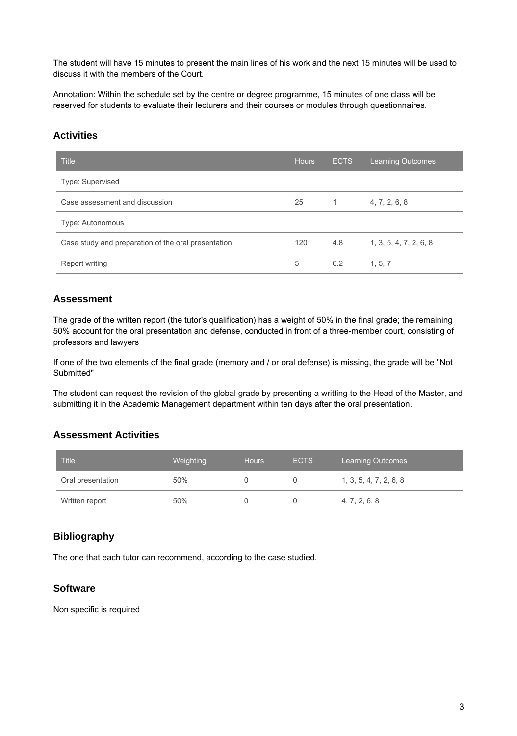The student will have 15 minutes to present the main lines of his work and the next 15 minutes will be used to discuss it with the members of the Court.

Annotation: Within the schedule set by the centre or degree programme, 15 minutes of one class will be reserved for students to evaluate their lecturers and their courses or modules through questionnaires.

## Activities

| Title | Hours | ECTS | Learning Outcomes |
|---|---|---|---|
| Type: Supervised | | | |
| Case assessment and discussion | 25 | 1 | 4, 7, 2, 6, 8 |
| Type: Autonomous | | | |
| Case study and preparation of the oral presentation | 120 | 4.8 | 1, 3, 5, 4, 7, 2, 6, 8 |
| Report writing | 5 | 0.2 | 1, 5, 7 |

## Assessment

The grade of the written report (the tutor's qualification) has a weight of 50% in the final grade; the remaining 50% account for the oral presentation and defense, conducted in front of a three-member court, consisting of professors and lawyers

If one of the two elements of the final grade (memory and / or oral defense) is missing, the grade will be "Not Submitted"

The student can request the revision of the global grade by presenting a writting to the Head of the Master, and submitting it in the Academic Management department within ten days after the oral presentation.

## Assessment Activities

| Title | Weighting | Hours | ECTS | Learning Outcomes |
|---|---|---|---|---|
| Oral presentation | 50% | 0 | 0 | 1, 3, 5, 4, 7, 2, 6, 8 |
| Written report | 50% | 0 | 0 | 4, 7, 2, 6, 8 |

## Bibliography

The one that each tutor can recommend, according to the case studied.

## Software

Non specific is required